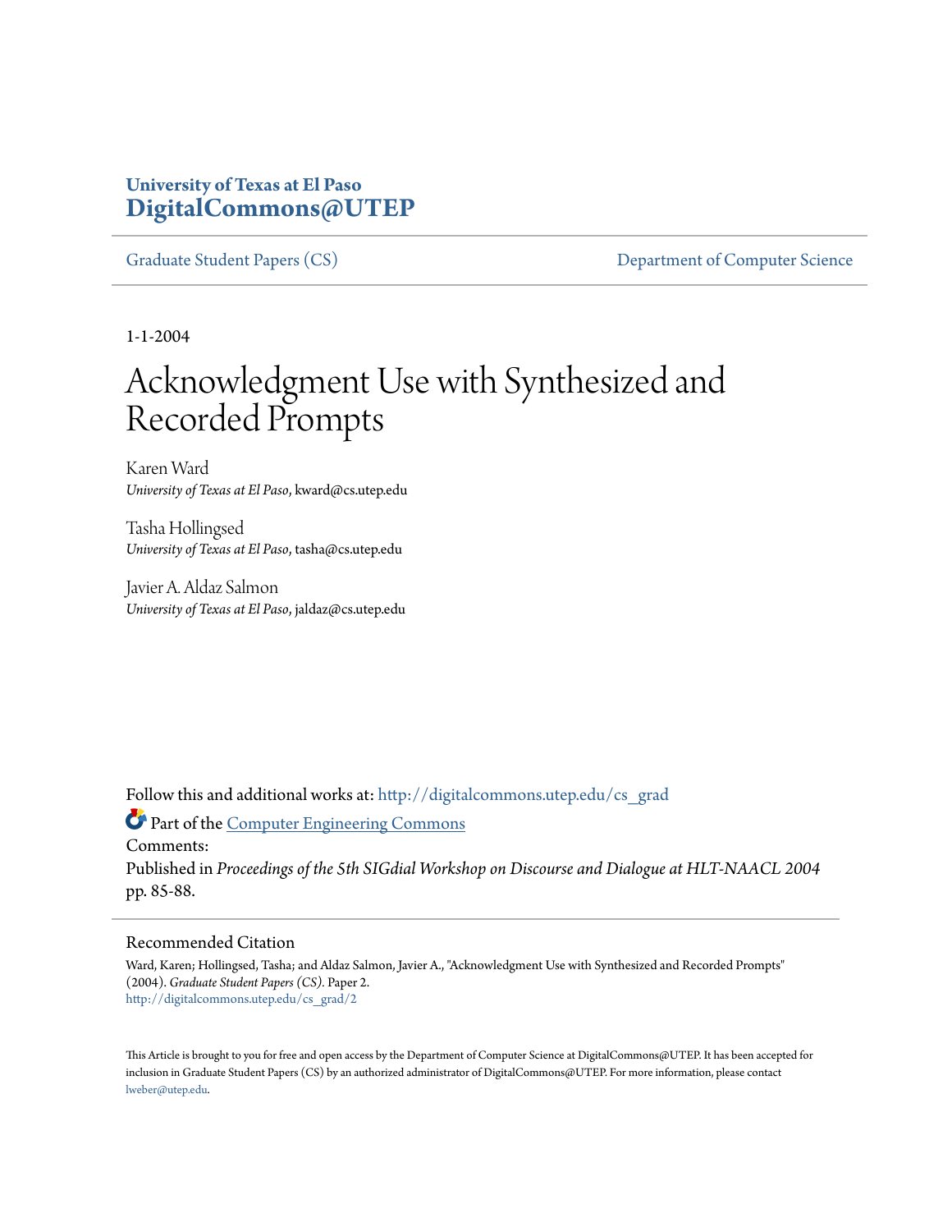University of Texas at El Paso
**DigitalCommons@UTEP**

Graduate Student Papers (CS) | Department of Computer Science

1-1-2004

# Acknowledgment Use with Synthesized and Recorded Prompts

Karen Ward
*University of Texas at El Paso*, kward@cs.utep.edu

Tasha Hollingsed
*University of Texas at El Paso*, tasha@cs.utep.edu

Javier A. Aldaz Salmon
*University of Texas at El Paso*, jaldaz@cs.utep.edu

Follow this and additional works at: http://digitalcommons.utep.edu/cs_grad

Part of the Computer Engineering Commons

Comments:
Published in *Proceedings of the 5th SIGdial Workshop on Discourse and Dialogue at HLT-NAACL 2004* pp. 85-88.

## Recommended Citation

Ward, Karen; Hollingsed, Tasha; and Aldaz Salmon, Javier A., "Acknowledgment Use with Synthesized and Recorded Prompts" (2004). *Graduate Student Papers (CS).* Paper 2.
http://digitalcommons.utep.edu/cs_grad/2

This Article is brought to you for free and open access by the Department of Computer Science at DigitalCommons@UTEP. It has been accepted for inclusion in Graduate Student Papers (CS) by an authorized administrator of DigitalCommons@UTEP. For more information, please contact lweber@utep.edu.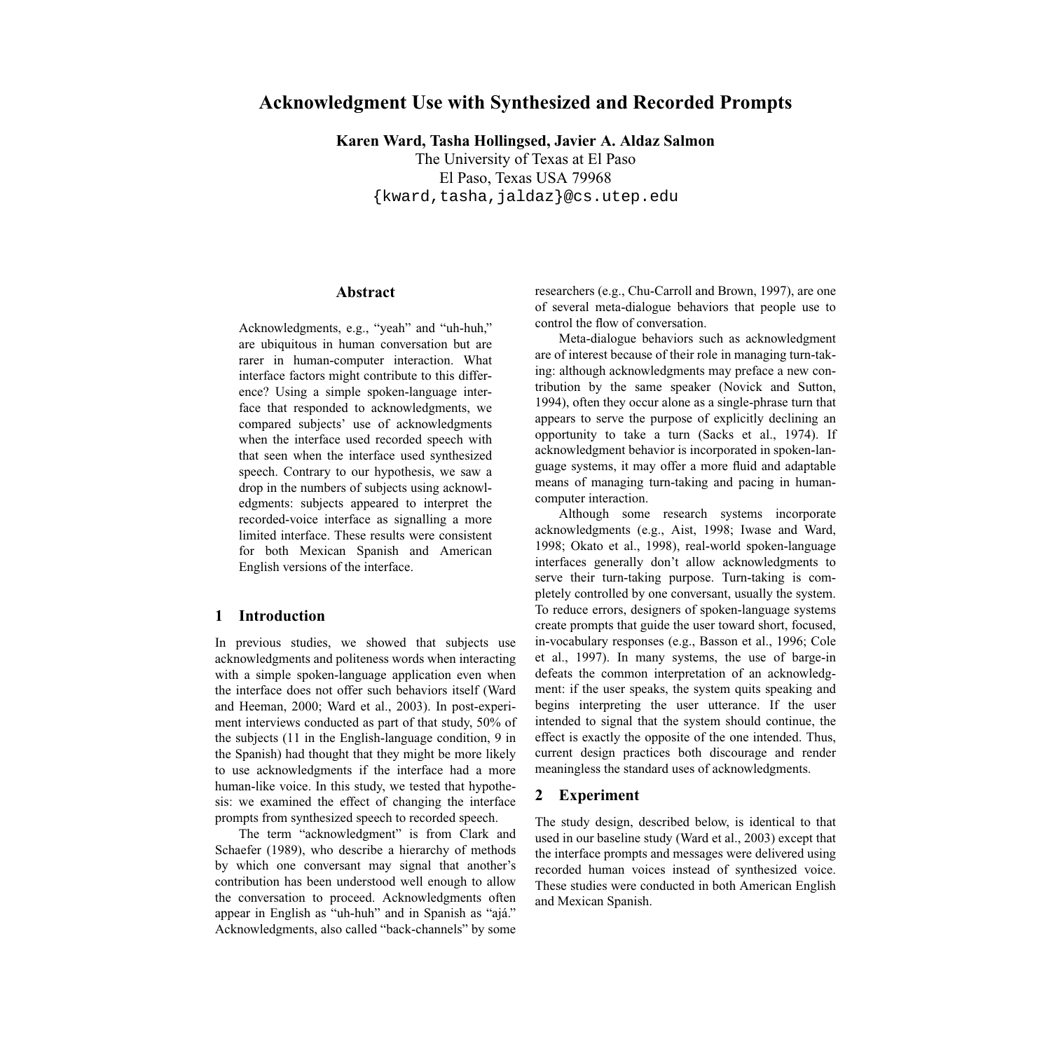// Acknowledgment Use with Synthesized and Recorded Prompts

**Karen Ward, Tasha Hollingsed, Javier A. Aldaz Salmon**
The University of Texas at El Paso
El Paso, Texas USA 79968
{kward,tasha,jaldaz}@cs.utep.edu

## Abstract

Acknowledgments, e.g., "yeah" and "uh-huh," are ubiquitous in human conversation but are rarer in human-computer interaction. What interface factors might contribute to this difference? Using a simple spoken-language interface that responded to acknowledgments, we compared subjects' use of acknowledgments when the interface used recorded speech with that seen when the interface used synthesized speech. Contrary to our hypothesis, we saw a drop in the numbers of subjects using acknowledgments: subjects appeared to interpret the recorded-voice interface as signalling a more limited interface. These results were consistent for both Mexican Spanish and American English versions of the interface.

## 1 Introduction

In previous studies, we showed that subjects use acknowledgments and politeness words when interacting with a simple spoken-language application even when the interface does not offer such behaviors itself (Ward and Heeman, 2000; Ward et al., 2003). In post-experiment interviews conducted as part of that study, 50% of the subjects (11 in the English-language condition, 9 in the Spanish) had thought that they might be more likely to use acknowledgments if the interface had a more human-like voice. In this study, we tested that hypothesis: we examined the effect of changing the interface prompts from synthesized speech to recorded speech.

The term "acknowledgment" is from Clark and Schaefer (1989), who describe a hierarchy of methods by which one conversant may signal that another's contribution has been understood well enough to allow the conversation to proceed. Acknowledgments often appear in English as "uh-huh" and in Spanish as "ajá." Acknowledgments, also called "back-channels" by some researchers (e.g., Chu-Carroll and Brown, 1997), are one of several meta-dialogue behaviors that people use to control the flow of conversation.

Meta-dialogue behaviors such as acknowledgment are of interest because of their role in managing turn-taking: although acknowledgments may preface a new contribution by the same speaker (Novick and Sutton, 1994), often they occur alone as a single-phrase turn that appears to serve the purpose of explicitly declining an opportunity to take a turn (Sacks et al., 1974). If acknowledgment behavior is incorporated in spoken-language systems, it may offer a more fluid and adaptable means of managing turn-taking and pacing in human-computer interaction.

Although some research systems incorporate acknowledgments (e.g., Aist, 1998; Iwase and Ward, 1998; Okato et al., 1998), real-world spoken-language interfaces generally don't allow acknowledgments to serve their turn-taking purpose. Turn-taking is completely controlled by one conversant, usually the system. To reduce errors, designers of spoken-language systems create prompts that guide the user toward short, focused, in-vocabulary responses (e.g., Basson et al., 1996; Cole et al., 1997). In many systems, the use of barge-in defeats the common interpretation of an acknowledgment: if the user speaks, the system quits speaking and begins interpreting the user utterance. If the user intended to signal that the system should continue, the effect is exactly the opposite of the one intended. Thus, current design practices both discourage and render meaningless the standard uses of acknowledgments.

## 2 Experiment

The study design, described below, is identical to that used in our baseline study (Ward et al., 2003) except that the interface prompts and messages were delivered using recorded human voices instead of synthesized voice. These studies were conducted in both American English and Mexican Spanish.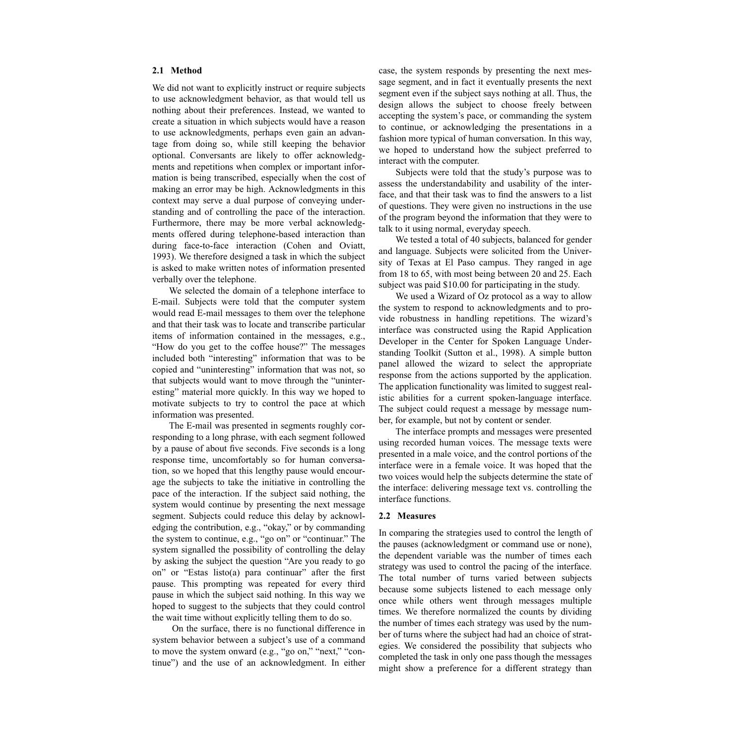### 2.1 Method

We did not want to explicitly instruct or require subjects to use acknowledgment behavior, as that would tell us nothing about their preferences. Instead, we wanted to create a situation in which subjects would have a reason to use acknowledgments, perhaps even gain an advantage from doing so, while still keeping the behavior optional. Conversants are likely to offer acknowledgments and repetitions when complex or important information is being transcribed, especially when the cost of making an error may be high. Acknowledgments in this context may serve a dual purpose of conveying understanding and of controlling the pace of the interaction. Furthermore, there may be more verbal acknowledgments offered during telephone-based interaction than during face-to-face interaction (Cohen and Oviatt, 1993). We therefore designed a task in which the subject is asked to make written notes of information presented verbally over the telephone.

We selected the domain of a telephone interface to E-mail. Subjects were told that the computer system would read E-mail messages to them over the telephone and that their task was to locate and transcribe particular items of information contained in the messages, e.g., "How do you get to the coffee house?" The messages included both "interesting" information that was to be copied and "uninteresting" information that was not, so that subjects would want to move through the "uninteresting" material more quickly. In this way we hoped to motivate subjects to try to control the pace at which information was presented.

The E-mail was presented in segments roughly corresponding to a long phrase, with each segment followed by a pause of about five seconds. Five seconds is a long response time, uncomfortably so for human conversation, so we hoped that this lengthy pause would encourage the subjects to take the initiative in controlling the pace of the interaction. If the subject said nothing, the system would continue by presenting the next message segment. Subjects could reduce this delay by acknowledging the contribution, e.g., "okay," or by commanding the system to continue, e.g., "go on" or "continuar." The system signalled the possibility of controlling the delay by asking the subject the question "Are you ready to go on" or "Estas listo(a) para continuar" after the first pause. This prompting was repeated for every third pause in which the subject said nothing. In this way we hoped to suggest to the subjects that they could control the wait time without explicitly telling them to do so.

On the surface, there is no functional difference in system behavior between a subject's use of a command to move the system onward (e.g., "go on," "next," "continue") and the use of an acknowledgment. In either case, the system responds by presenting the next message segment, and in fact it eventually presents the next segment even if the subject says nothing at all. Thus, the design allows the subject to choose freely between accepting the system's pace, or commanding the system to continue, or acknowledging the presentations in a fashion more typical of human conversation. In this way, we hoped to understand how the subject preferred to interact with the computer.

Subjects were told that the study's purpose was to assess the understandability and usability of the interface, and that their task was to find the answers to a list of questions. They were given no instructions in the use of the program beyond the information that they were to talk to it using normal, everyday speech.

We tested a total of 40 subjects, balanced for gender and language. Subjects were solicited from the University of Texas at El Paso campus. They ranged in age from 18 to 65, with most being between 20 and 25. Each subject was paid $10.00 for participating in the study.

We used a Wizard of Oz protocol as a way to allow the system to respond to acknowledgments and to provide robustness in handling repetitions. The wizard's interface was constructed using the Rapid Application Developer in the Center for Spoken Language Understanding Toolkit (Sutton et al., 1998). A simple button panel allowed the wizard to select the appropriate response from the actions supported by the application. The application functionality was limited to suggest realistic abilities for a current spoken-language interface. The subject could request a message by message number, for example, but not by content or sender.

The interface prompts and messages were presented using recorded human voices. The message texts were presented in a male voice, and the control portions of the interface were in a female voice. It was hoped that the two voices would help the subjects determine the state of the interface: delivering message text vs. controlling the interface functions.

### 2.2 Measures

In comparing the strategies used to control the length of the pauses (acknowledgment or command use or none), the dependent variable was the number of times each strategy was used to control the pacing of the interface. The total number of turns varied between subjects because some subjects listened to each message only once while others went through messages multiple times. We therefore normalized the counts by dividing the number of times each strategy was used by the number of turns where the subject had had an choice of strategies. We considered the possibility that subjects who completed the task in only one pass though the messages might show a preference for a different strategy than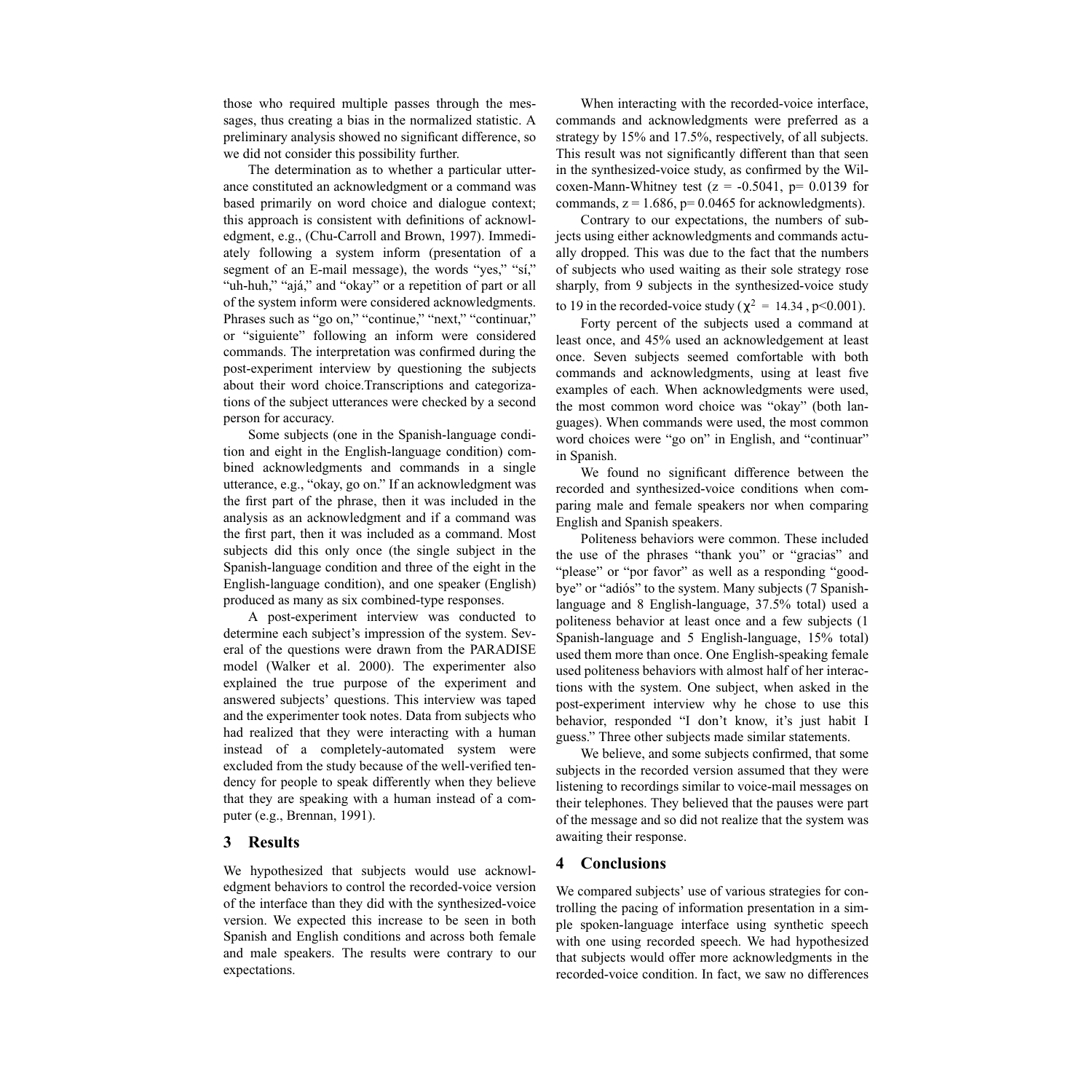those who required multiple passes through the messages, thus creating a bias in the normalized statistic. A preliminary analysis showed no significant difference, so we did not consider this possibility further.

The determination as to whether a particular utterance constituted an acknowledgment or a command was based primarily on word choice and dialogue context; this approach is consistent with definitions of acknowledgment, e.g., (Chu-Carroll and Brown, 1997). Immediately following a system inform (presentation of a segment of an E-mail message), the words "yes," "sí," "uh-huh," "ajá," and "okay" or a repetition of part or all of the system inform were considered acknowledgments. Phrases such as "go on," "continue," "next," "continuar," or "siguiente" following an inform were considered commands. The interpretation was confirmed during the post-experiment interview by questioning the subjects about their word choice.Transcriptions and categorizations of the subject utterances were checked by a second person for accuracy.

Some subjects (one in the Spanish-language condition and eight in the English-language condition) combined acknowledgments and commands in a single utterance, e.g., "okay, go on." If an acknowledgment was the first part of the phrase, then it was included in the analysis as an acknowledgment and if a command was the first part, then it was included as a command. Most subjects did this only once (the single subject in the Spanish-language condition and three of the eight in the English-language condition), and one speaker (English) produced as many as six combined-type responses.

A post-experiment interview was conducted to determine each subject's impression of the system. Several of the questions were drawn from the PARADISE model (Walker et al. 2000). The experimenter also explained the true purpose of the experiment and answered subjects' questions. This interview was taped and the experimenter took notes. Data from subjects who had realized that they were interacting with a human instead of a completely-automated system were excluded from the study because of the well-verified tendency for people to speak differently when they believe that they are speaking with a human instead of a computer (e.g., Brennan, 1991).

## 3 Results

We hypothesized that subjects would use acknowledgment behaviors to control the recorded-voice version of the interface than they did with the synthesized-voice version. We expected this increase to be seen in both Spanish and English conditions and across both female and male speakers. The results were contrary to our expectations.

When interacting with the recorded-voice interface, commands and acknowledgments were preferred as a strategy by 15% and 17.5%, respectively, of all subjects. This result was not significantly different than that seen in the synthesized-voice study, as confirmed by the Wilcoxen-Mann-Whitney test ($z = -0.5041$, $p = 0.0139$ for commands, $z = 1.686$, $p = 0.0465$ for acknowledgments).

Contrary to our expectations, the numbers of subjects using either acknowledgments and commands actually dropped. This was due to the fact that the numbers of subjects who used waiting as their sole strategy rose sharply, from 9 subjects in the synthesized-voice study to 19 in the recorded-voice study ($\chi^2 = 14.34$, $p<0.001$).

Forty percent of the subjects used a command at least once, and 45% used an acknowledgement at least once. Seven subjects seemed comfortable with both commands and acknowledgments, using at least five examples of each. When acknowledgments were used, the most common word choice was "okay" (both languages). When commands were used, the most common word choices were "go on" in English, and "continuar" in Spanish.

We found no significant difference between the recorded and synthesized-voice conditions when comparing male and female speakers nor when comparing English and Spanish speakers.

Politeness behaviors were common. These included the use of the phrases "thank you" or "gracias" and "please" or "por favor" as well as a responding "goodbye" or "adiós" to the system. Many subjects (7 Spanish-language and 8 English-language, 37.5% total) used a politeness behavior at least once and a few subjects (1 Spanish-language and 5 English-language, 15% total) used them more than once. One English-speaking female used politeness behaviors with almost half of her interactions with the system. One subject, when asked in the post-experiment interview why he chose to use this behavior, responded "I don't know, it's just habit I guess." Three other subjects made similar statements.

We believe, and some subjects confirmed, that some subjects in the recorded version assumed that they were listening to recordings similar to voice-mail messages on their telephones. They believed that the pauses were part of the message and so did not realize that the system was awaiting their response.

## 4 Conclusions

We compared subjects' use of various strategies for controlling the pacing of information presentation in a simple spoken-language interface using synthetic speech with one using recorded speech. We had hypothesized that subjects would offer more acknowledgments in the recorded-voice condition. In fact, we saw no differences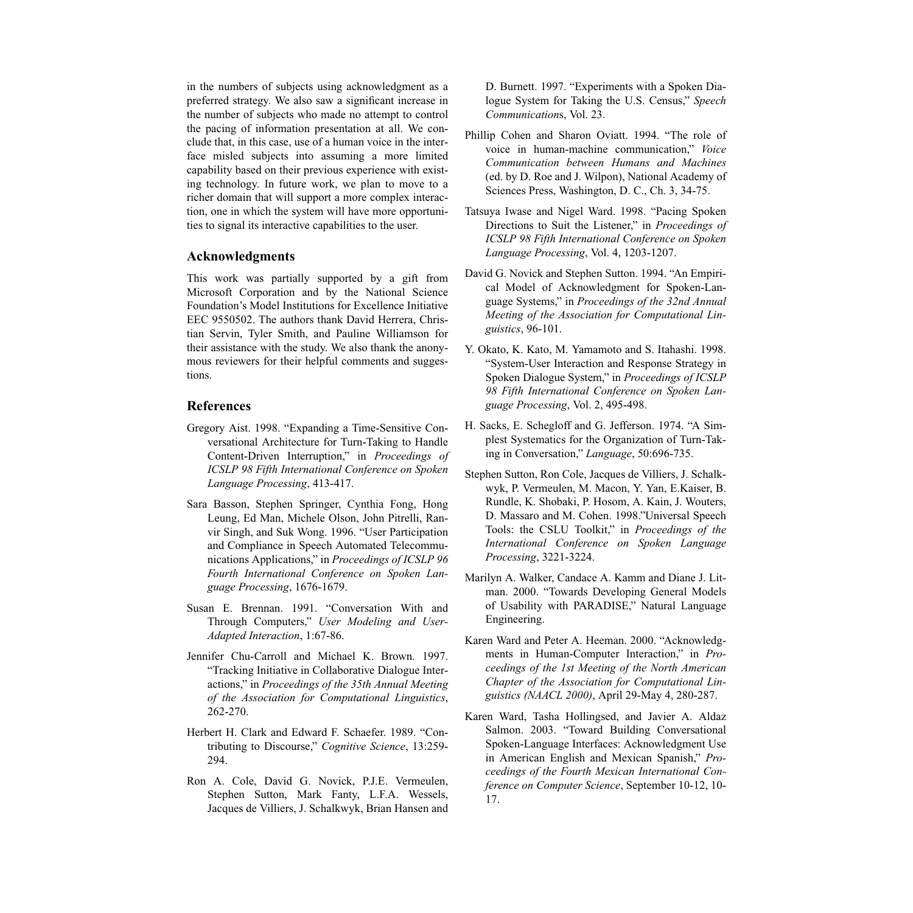in the numbers of subjects using acknowledgment as a preferred strategy. We also saw a significant increase in the number of subjects who made no attempt to control the pacing of information presentation at all. We conclude that, in this case, use of a human voice in the interface misled subjects into assuming a more limited capability based on their previous experience with existing technology. In future work, we plan to move to a richer domain that will support a more complex interaction, one in which the system will have more opportunities to signal its interactive capabilities to the user.

## Acknowledgments

This work was partially supported by a gift from Microsoft Corporation and by the National Science Foundation's Model Institutions for Excellence Initiative EEC 9550502. The authors thank David Herrera, Christian Servin, Tyler Smith, and Pauline Williamson for their assistance with the study. We also thank the anonymous reviewers for their helpful comments and suggestions.

## References

Gregory Aist. 1998. "Expanding a Time-Sensitive Conversational Architecture for Turn-Taking to Handle Content-Driven Interruption," in *Proceedings of ICSLP 98 Fifth International Conference on Spoken Language Processing*, 413-417.

Sara Basson, Stephen Springer, Cynthia Fong, Hong Leung, Ed Man, Michele Olson, John Pitrelli, Ranvir Singh, and Suk Wong. 1996. "User Participation and Compliance in Speech Automated Telecommunications Applications," in *Proceedings of ICSLP 96 Fourth International Conference on Spoken Language Processing*, 1676-1679.

Susan E. Brennan. 1991. "Conversation With and Through Computers," *User Modeling and User-Adapted Interaction*, 1:67-86.

Jennifer Chu-Carroll and Michael K. Brown. 1997. "Tracking Initiative in Collaborative Dialogue Interactions," in *Proceedings of the 35th Annual Meeting of the Association for Computational Linguistics*, 262-270.

Herbert H. Clark and Edward F. Schaefer. 1989. "Contributing to Discourse," *Cognitive Science*, 13:259-294.

Ron A. Cole, David G. Novick, P.J.E. Vermeulen, Stephen Sutton, Mark Fanty, L.F.A. Wessels, Jacques de Villiers, J. Schalkwyk, Brian Hansen and D. Burnett. 1997. "Experiments with a Spoken Dialogue System for Taking the U.S. Census," *Speech Communication*s, Vol. 23.

Phillip Cohen and Sharon Oviatt. 1994. "The role of voice in human-machine communication," *Voice Communication between Humans and Machines* (ed. by D. Roe and J. Wilpon), National Academy of Sciences Press, Washington, D. C., Ch. 3, 34-75.

Tatsuya Iwase and Nigel Ward. 1998. "Pacing Spoken Directions to Suit the Listener," in *Proceedings of ICSLP 98 Fifth International Conference on Spoken Language Processing*, Vol. 4, 1203-1207.

David G. Novick and Stephen Sutton. 1994. "An Empirical Model of Acknowledgment for Spoken-Language Systems," in *Proceedings of the 32nd Annual Meeting of the Association for Computational Linguistics*, 96-101.

Y. Okato, K. Kato, M. Yamamoto and S. Itahashi. 1998. "System-User Interaction and Response Strategy in Spoken Dialogue System," in *Proceedings of ICSLP 98 Fifth International Conference on Spoken Language Processing*, Vol. 2, 495-498.

H. Sacks, E. Schegloff and G. Jefferson. 1974. "A Simplest Systematics for the Organization of Turn-Taking in Conversation," *Language*, 50:696-735.

Stephen Sutton, Ron Cole, Jacques de Villiers, J. Schalkwyk, P. Vermeulen, M. Macon, Y. Yan, E.Kaiser, B. Rundle, K. Shobaki, P. Hosom, A. Kain, J. Wouters, D. Massaro and M. Cohen. 1998."Universal Speech Tools: the CSLU Toolkit," in *Proceedings of the International Conference on Spoken Language Processing*, 3221-3224.

Marilyn A. Walker, Candace A. Kamm and Diane J. Litman. 2000. "Towards Developing General Models of Usability with PARADISE," Natural Language Engineering.

Karen Ward and Peter A. Heeman. 2000. "Acknowledgments in Human-Computer Interaction," in *Proceedings of the 1st Meeting of the North American Chapter of the Association for Computational Linguistics (NAACL 2000)*, April 29-May 4, 280-287.

Karen Ward, Tasha Hollingsed, and Javier A. Aldaz Salmon. 2003. "Toward Building Conversational Spoken-Language Interfaces: Acknowledgment Use in American English and Mexican Spanish," *Proceedings of the Fourth Mexican International Conference on Computer Science*, September 10-12, 10-17.